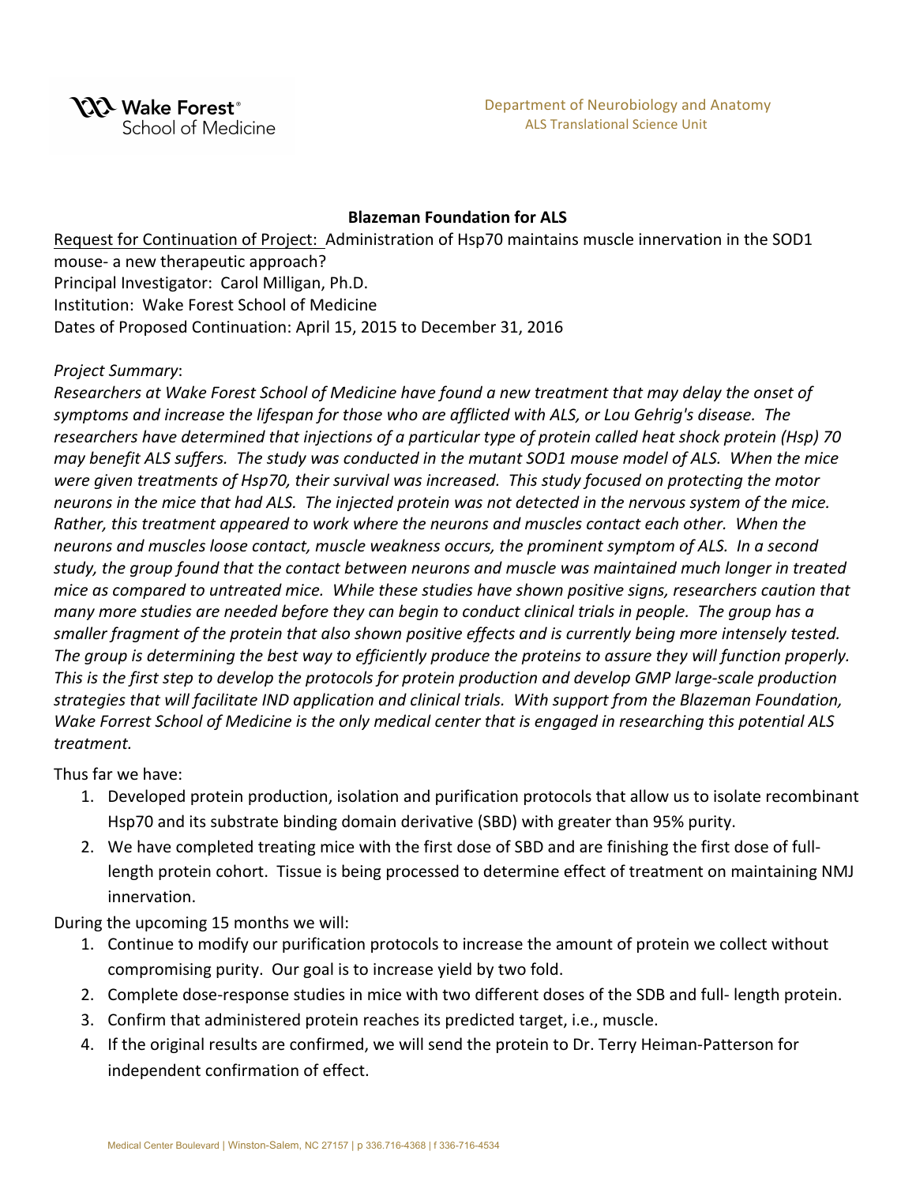Wake Forest® School of Medicine

Department of Neurobiology and Anatomy
ALS Translational Science Unit

**Blazeman Foundation for ALS**

Request for Continuation of Project: Administration of Hsp70 maintains muscle innervation in the SOD1 mouse- a new therapeutic approach?
Principal Investigator: Carol Milligan, Ph.D.
Institution: Wake Forest School of Medicine
Dates of Proposed Continuation: April 15, 2015 to December 31, 2016

*Project Summary*:
*Researchers at Wake Forest School of Medicine have found a new treatment that may delay the onset of symptoms and increase the lifespan for those who are afflicted with ALS, or Lou Gehrig's disease. The researchers have determined that injections of a particular type of protein called heat shock protein (Hsp) 70 may benefit ALS suffers. The study was conducted in the mutant SOD1 mouse model of ALS. When the mice were given treatments of Hsp70, their survival was increased. This study focused on protecting the motor neurons in the mice that had ALS. The injected protein was not detected in the nervous system of the mice. Rather, this treatment appeared to work where the neurons and muscles contact each other. When the neurons and muscles loose contact, muscle weakness occurs, the prominent symptom of ALS. In a second study, the group found that the contact between neurons and muscle was maintained much longer in treated mice as compared to untreated mice. While these studies have shown positive signs, researchers caution that many more studies are needed before they can begin to conduct clinical trials in people. The group has a smaller fragment of the protein that also shown positive effects and is currently being more intensely tested. The group is determining the best way to efficiently produce the proteins to assure they will function properly. This is the first step to develop the protocols for protein production and develop GMP large-scale production strategies that will facilitate IND application and clinical trials. With support from the Blazeman Foundation, Wake Forrest School of Medicine is the only medical center that is engaged in researching this potential ALS treatment.*

Thus far we have:

1. Developed protein production, isolation and purification protocols that allow us to isolate recombinant Hsp70 and its substrate binding domain derivative (SBD) with greater than 95% purity.
2. We have completed treating mice with the first dose of SBD and are finishing the first dose of full-length protein cohort. Tissue is being processed to determine effect of treatment on maintaining NMJ innervation.

During the upcoming 15 months we will:

1. Continue to modify our purification protocols to increase the amount of protein we collect without compromising purity. Our goal is to increase yield by two fold.
2. Complete dose-response studies in mice with two different doses of the SDB and full- length protein.
3. Confirm that administered protein reaches its predicted target, i.e., muscle.
4. If the original results are confirmed, we will send the protein to Dr. Terry Heiman-Patterson for independent confirmation of effect.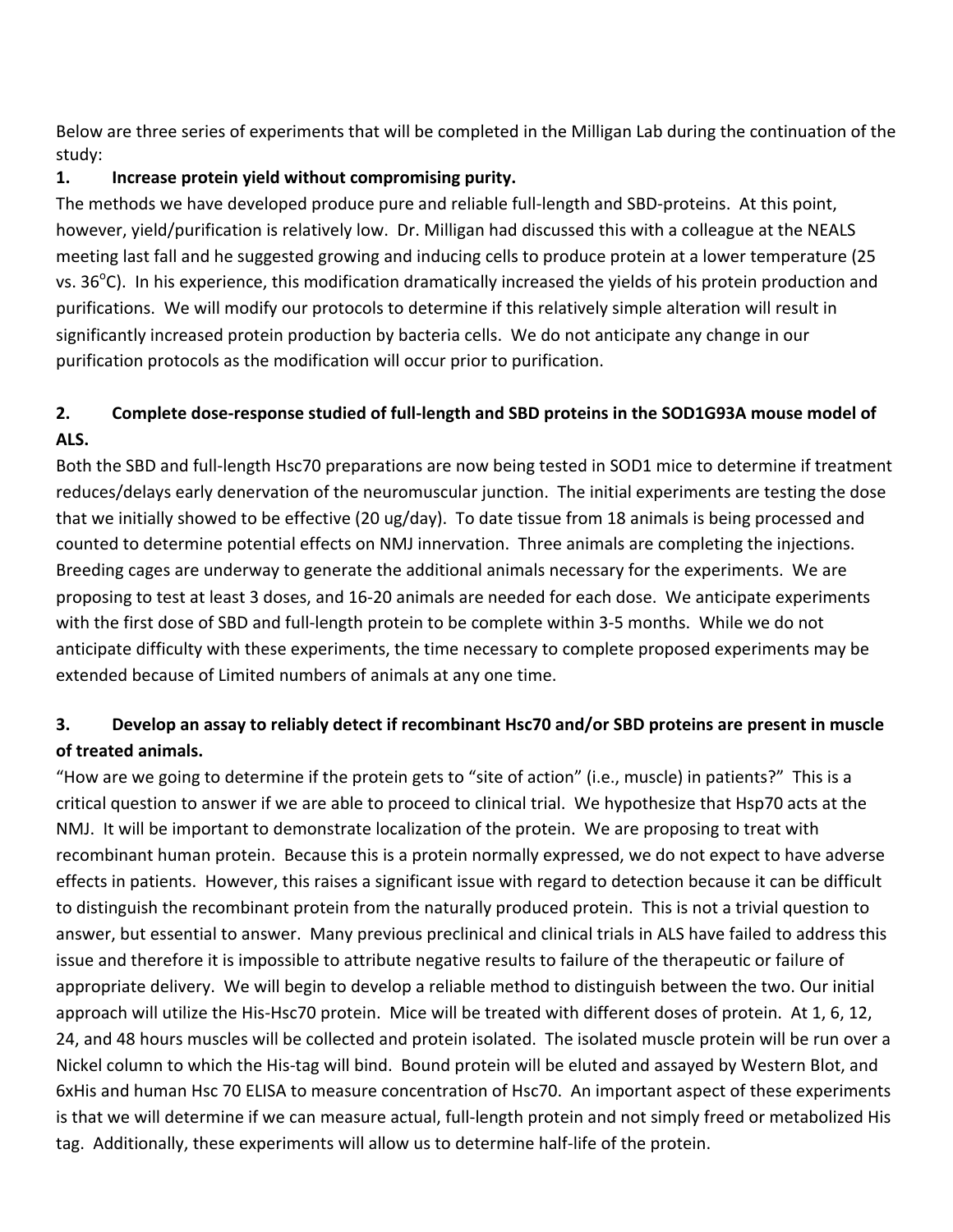Below are three series of experiments that will be completed in the Milligan Lab during the continuation of the study:

1. **Increase protein yield without compromising purity.**

The methods we have developed produce pure and reliable full-length and SBD-proteins. At this point, however, yield/purification is relatively low. Dr. Milligan had discussed this with a colleague at the NEALS meeting last fall and he suggested growing and inducing cells to produce protein at a lower temperature (25 vs. 36°C). In his experience, this modification dramatically increased the yields of his protein production and purifications. We will modify our protocols to determine if this relatively simple alteration will result in significantly increased protein production by bacteria cells. We do not anticipate any change in our purification protocols as the modification will occur prior to purification.

2. **Complete dose-response studied of full-length and SBD proteins in the SOD1G93A mouse model of ALS.**

Both the SBD and full-length Hsc70 preparations are now being tested in SOD1 mice to determine if treatment reduces/delays early denervation of the neuromuscular junction. The initial experiments are testing the dose that we initially showed to be effective (20 ug/day). To date tissue from 18 animals is being processed and counted to determine potential effects on NMJ innervation. Three animals are completing the injections. Breeding cages are underway to generate the additional animals necessary for the experiments. We are proposing to test at least 3 doses, and 16-20 animals are needed for each dose. We anticipate experiments with the first dose of SBD and full-length protein to be complete within 3-5 months. While we do not anticipate difficulty with these experiments, the time necessary to complete proposed experiments may be extended because of Limited numbers of animals at any one time.

3. **Develop an assay to reliably detect if recombinant Hsc70 and/or SBD proteins are present in muscle of treated animals.**

"How are we going to determine if the protein gets to "site of action" (i.e., muscle) in patients?" This is a critical question to answer if we are able to proceed to clinical trial. We hypothesize that Hsp70 acts at the NMJ. It will be important to demonstrate localization of the protein. We are proposing to treat with recombinant human protein. Because this is a protein normally expressed, we do not expect to have adverse effects in patients. However, this raises a significant issue with regard to detection because it can be difficult to distinguish the recombinant protein from the naturally produced protein. This is not a trivial question to answer, but essential to answer. Many previous preclinical and clinical trials in ALS have failed to address this issue and therefore it is impossible to attribute negative results to failure of the therapeutic or failure of appropriate delivery. We will begin to develop a reliable method to distinguish between the two. Our initial approach will utilize the His-Hsc70 protein. Mice will be treated with different doses of protein. At 1, 6, 12, 24, and 48 hours muscles will be collected and protein isolated. The isolated muscle protein will be run over a Nickel column to which the His-tag will bind. Bound protein will be eluted and assayed by Western Blot, and 6xHis and human Hsc 70 ELISA to measure concentration of Hsc70. An important aspect of these experiments is that we will determine if we can measure actual, full-length protein and not simply freed or metabolized His tag. Additionally, these experiments will allow us to determine half-life of the protein.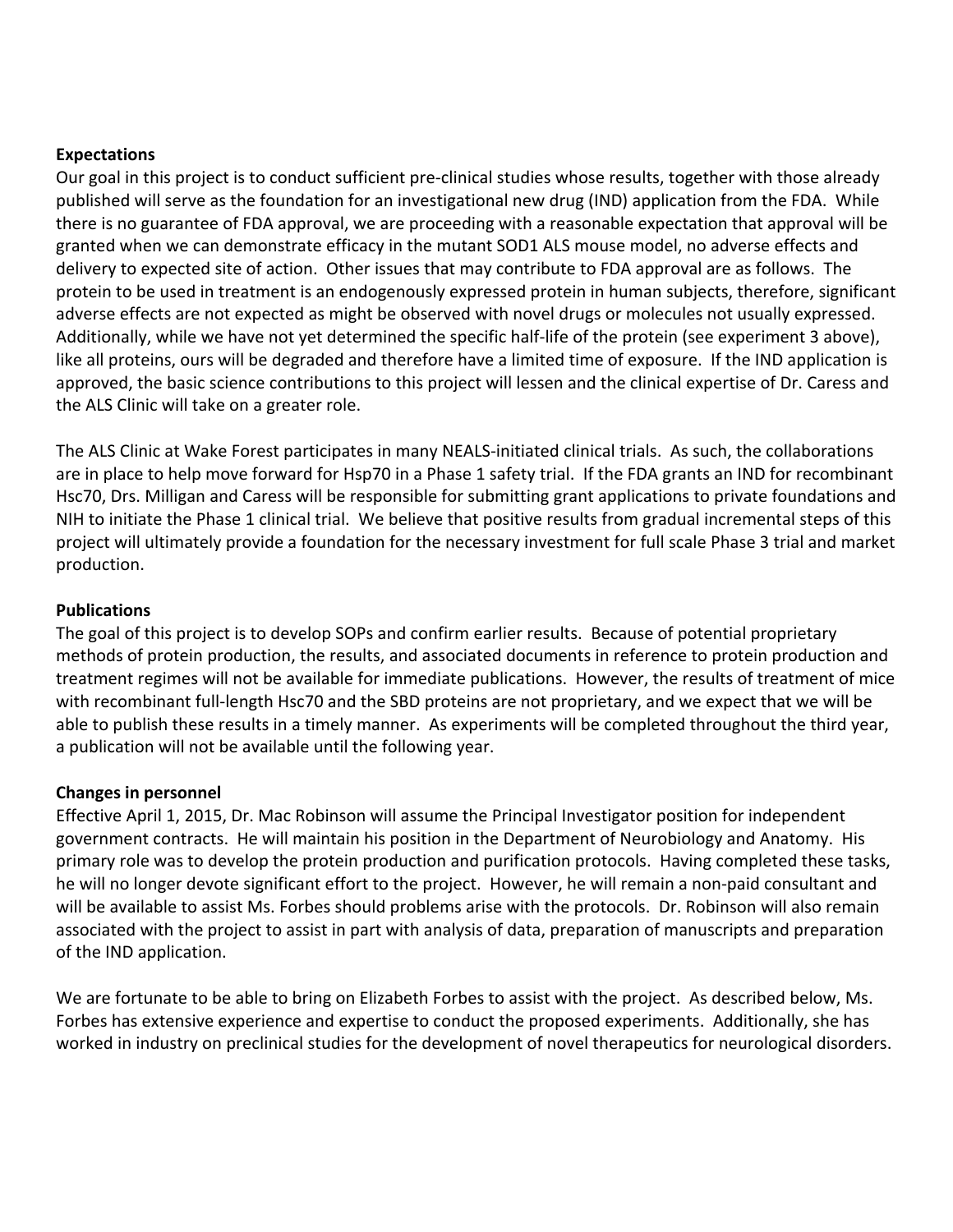**Expectations**

Our goal in this project is to conduct sufficient pre-clinical studies whose results, together with those already published will serve as the foundation for an investigational new drug (IND) application from the FDA. While there is no guarantee of FDA approval, we are proceeding with a reasonable expectation that approval will be granted when we can demonstrate efficacy in the mutant SOD1 ALS mouse model, no adverse effects and delivery to expected site of action. Other issues that may contribute to FDA approval are as follows. The protein to be used in treatment is an endogenously expressed protein in human subjects, therefore, significant adverse effects are not expected as might be observed with novel drugs or molecules not usually expressed. Additionally, while we have not yet determined the specific half-life of the protein (see experiment 3 above), like all proteins, ours will be degraded and therefore have a limited time of exposure. If the IND application is approved, the basic science contributions to this project will lessen and the clinical expertise of Dr. Caress and the ALS Clinic will take on a greater role.

The ALS Clinic at Wake Forest participates in many NEALS-initiated clinical trials. As such, the collaborations are in place to help move forward for Hsp70 in a Phase 1 safety trial. If the FDA grants an IND for recombinant Hsc70, Drs. Milligan and Caress will be responsible for submitting grant applications to private foundations and NIH to initiate the Phase 1 clinical trial. We believe that positive results from gradual incremental steps of this project will ultimately provide a foundation for the necessary investment for full scale Phase 3 trial and market production.

**Publications**

The goal of this project is to develop SOPs and confirm earlier results. Because of potential proprietary methods of protein production, the results, and associated documents in reference to protein production and treatment regimes will not be available for immediate publications. However, the results of treatment of mice with recombinant full-length Hsc70 and the SBD proteins are not proprietary, and we expect that we will be able to publish these results in a timely manner. As experiments will be completed throughout the third year, a publication will not be available until the following year.

**Changes in personnel**

Effective April 1, 2015, Dr. Mac Robinson will assume the Principal Investigator position for independent government contracts. He will maintain his position in the Department of Neurobiology and Anatomy. His primary role was to develop the protein production and purification protocols. Having completed these tasks, he will no longer devote significant effort to the project. However, he will remain a non-paid consultant and will be available to assist Ms. Forbes should problems arise with the protocols. Dr. Robinson will also remain associated with the project to assist in part with analysis of data, preparation of manuscripts and preparation of the IND application.

We are fortunate to be able to bring on Elizabeth Forbes to assist with the project. As described below, Ms. Forbes has extensive experience and expertise to conduct the proposed experiments. Additionally, she has worked in industry on preclinical studies for the development of novel therapeutics for neurological disorders.